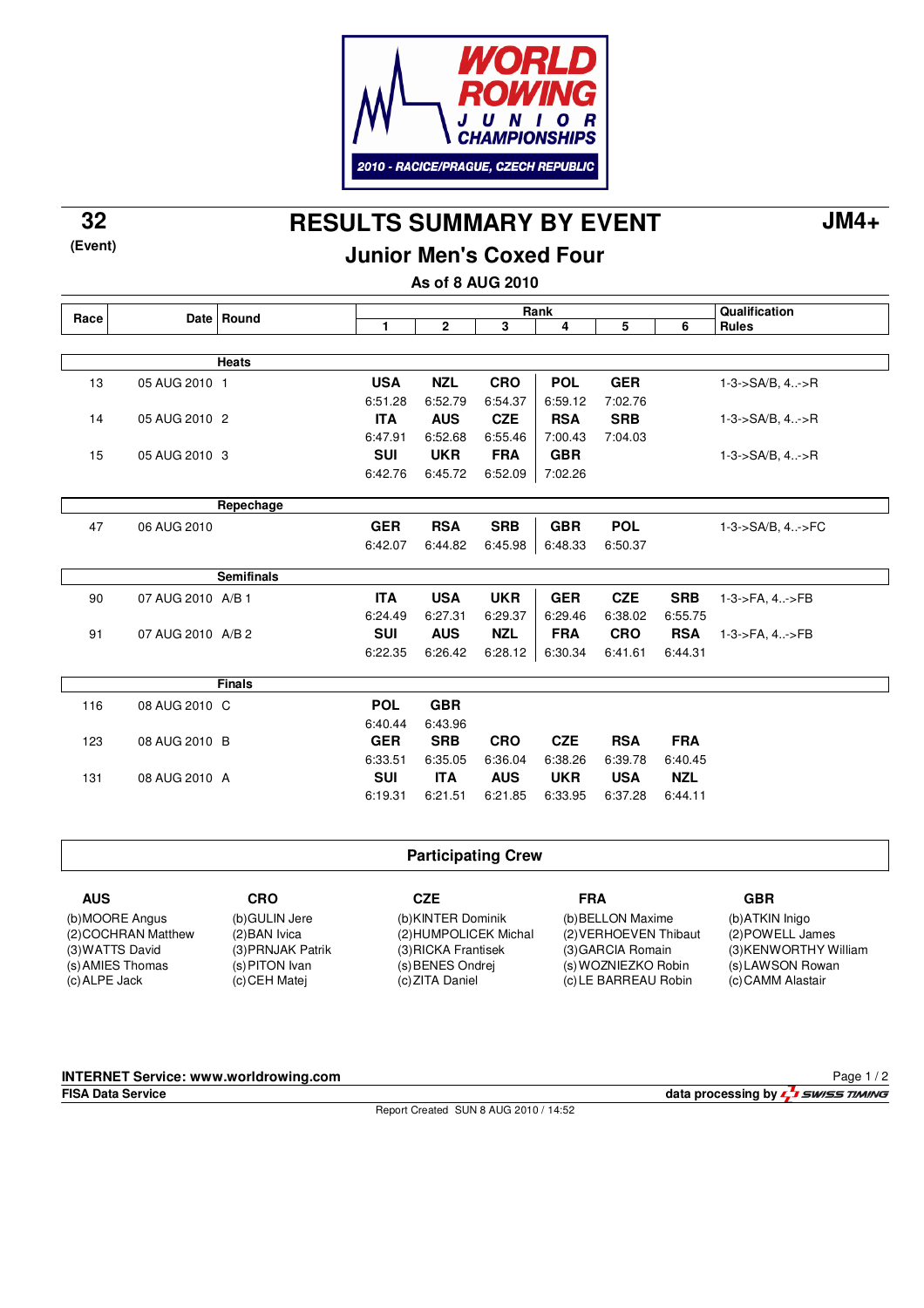WORLD ROWING JUNIOR CHAMPIONSHIPS
2010 - RACICE/PRAGUE, CZECH REPUBLIC

**32**
**(Event)**

# RESULTS SUMMARY BY EVENT

**JM4+**

## Junior Men's Coxed Four

**As of 8 AUG 2010**

| Race | Date | Round | Rank 1 | 2 | 3 | 4 | 5 | 6 | Qualification Rules |
|---|---|---|---|---|---|---|---|---|---|
| | | **Heats** | | | | | | | |
| 13 | 05 AUG 2010 | 1 | **USA** 6:51.28 | **NZL** 6:52.79 | **CRO** 6:54.37 | **POL** 6:59.12 | **GER** 7:02.76 | | 1-3->SA/B, 4..->R |
| 14 | 05 AUG 2010 | 2 | **ITA** 6:47.91 | **AUS** 6:52.68 | **CZE** 6:55.46 | **RSA** 7:00.43 | **SRB** 7:04.03 | | 1-3->SA/B, 4..->R |
| 15 | 05 AUG 2010 | 3 | **SUI** 6:42.76 | **UKR** 6:45.72 | **FRA** 6:52.09 | **GBR** 7:02.26 | | | 1-3->SA/B, 4..->R |
| | | **Repechage** | | | | | | | |
| 47 | 06 AUG 2010 | | **GER** 6:42.07 | **RSA** 6:44.82 | **SRB** 6:45.98 | **GBR** 6:48.33 | **POL** 6:50.37 | | 1-3->SA/B, 4..->FC |
| | | **Semifinals** | | | | | | | |
| 90 | 07 AUG 2010 | A/B 1 | **ITA** 6:24.49 | **USA** 6:27.31 | **UKR** 6:29.37 | **GER** 6:29.46 | **CZE** 6:38.02 | **SRB** 6:55.75 | 1-3->FA, 4..->FB |
| 91 | 07 AUG 2010 | A/B 2 | **SUI** 6:22.35 | **AUS** 6:26.42 | **NZL** 6:28.12 | **FRA** 6:30.34 | **CRO** 6:41.61 | **RSA** 6:44.31 | 1-3->FA, 4..->FB |
| | | **Finals** | | | | | | | |
| 116 | 08 AUG 2010 | C | **POL** 6:40.44 | **GBR** 6:43.96 | | | | | |
| 123 | 08 AUG 2010 | B | **GER** 6:33.51 | **SRB** 6:35.05 | **CRO** 6:36.04 | **CZE** 6:38.26 | **RSA** 6:39.78 | **FRA** 6:40.45 | |
| 131 | 08 AUG 2010 | A | **SUI** 6:19.31 | **ITA** 6:21.51 | **AUS** 6:21.85 | **UKR** 6:33.95 | **USA** 6:37.28 | **NZL** 6:44.11 | |

### Participating Crew

| AUS | CRO | CZE | FRA | GBR |
|---|---|---|---|---|
| (b)MOORE Angus | (b)GULIN Jere | (b)KINTER Dominik | (b)BELLON Maxime | (b)ATKIN Inigo |
| (2)COCHRAN Matthew | (2)BAN Ivica | (2)HUMPOLICEK Michal | (2)VERHOEVEN Thibaut | (2)POWELL James |
| (3)WATTS David | (3)PRNJAK Patrik | (3)RICKA Frantisek | (3)GARCIA Romain | (3)KENWORTHY William |
| (s)AMIES Thomas | (s)PITON Ivan | (s)BENES Ondrej | (s)WOZNIEZKO Robin | (s)LAWSON Rowan |
| (c)ALPE Jack | (c)CEH Matej | (c)ZITA Daniel | (c)LE BARREAU Robin | (c)CAMM Alastair |

**INTERNET Service: www.worldrowing.com**
**FISA Data Service**
**data processing by SWISS TIMING**
Report Created SUN 8 AUG 2010 / 14:52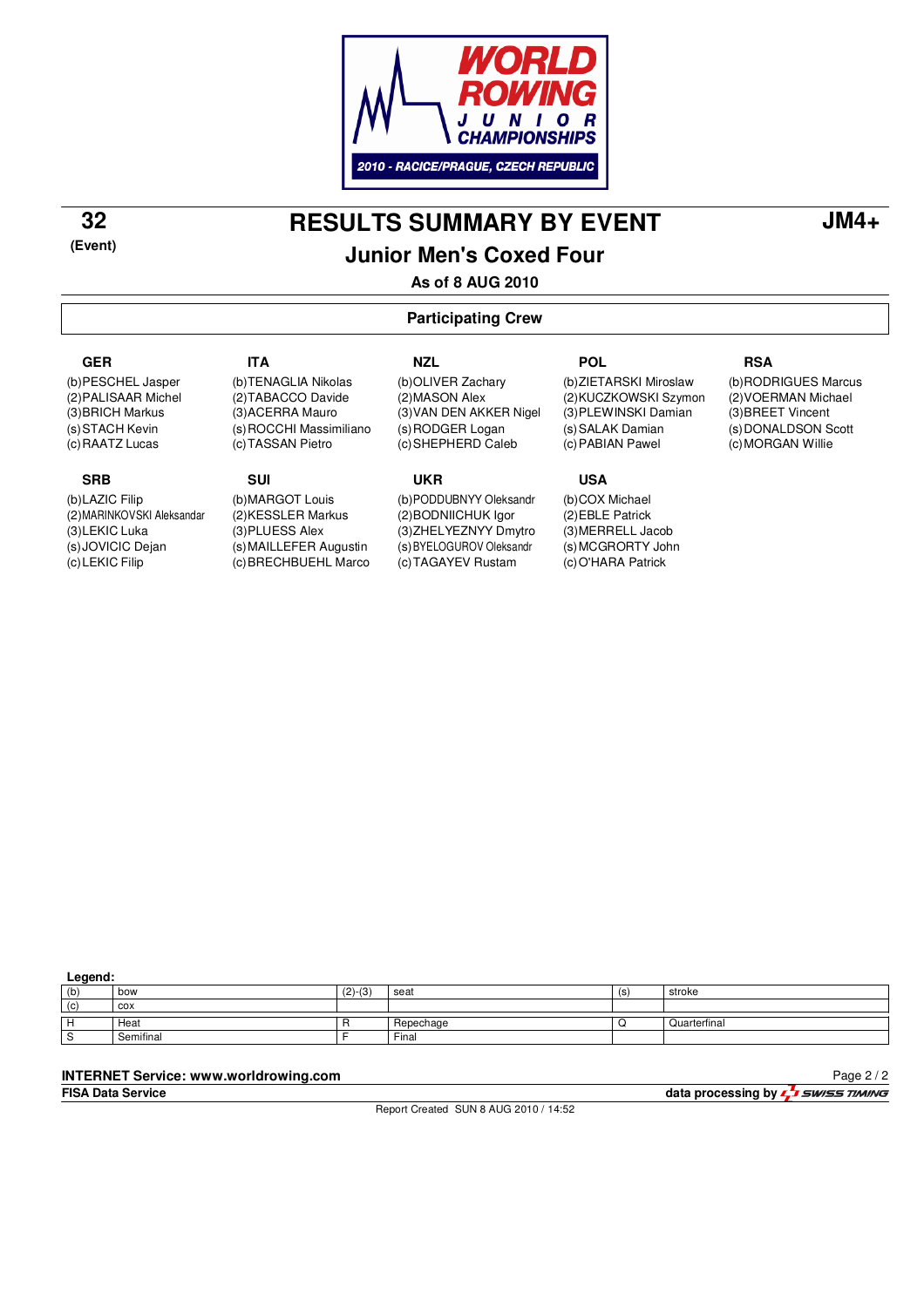WORLD ROWING JUNIOR CHAMPIONSHIPS
2010 - RACICE/PRAGUE, CZECH REPUBLIC

**32**
**(Event)**

# RESULTS SUMMARY BY EVENT

**JM4+**

## Junior Men's Coxed Four

**As of 8 AUG 2010**

### Participating Crew

**GER**
(b) PESCHEL Jasper
(2) PALISAAR Michel
(3) BRICH Markus
(s) STACH Kevin
(c) RAATZ Lucas

**ITA**
(b) TENAGLIA Nikolas
(2) TABACCO Davide
(3) ACERRA Mauro
(s) ROCCHI Massimiliano
(c) TASSAN Pietro

**NZL**
(b) OLIVER Zachary
(2) MASON Alex
(3) VAN DEN AKKER Nigel
(s) RODGER Logan
(c) SHEPHERD Caleb

**POL**
(b) ZIETARSKI Miroslaw
(2) KUCZKOWSKI Szymon
(3) PLEWINSKI Damian
(s) SALAK Damian
(c) PABIAN Pawel

**RSA**
(b) RODRIGUES Marcus
(2) VOERMAN Michael
(3) BREET Vincent
(s) DONALDSON Scott
(c) MORGAN Willie

**SRB**
(b) LAZIC Filip
(2) MARINKOVSKI Aleksandar
(3) LEKIC Luka
(s) JOVICIC Dejan
(c) LEKIC Filip

**SUI**
(b) MARGOT Louis
(2) KESSLER Markus
(3) PLUESS Alex
(s) MAILLEFER Augustin
(c) BRECHBUEHL Marco

**UKR**
(b) PODDUBNYY Oleksandr
(2) BODNIICHUK Igor
(3) ZHELYEZNYY Dmytro
(s) BYELOGUROV Oleksandr
(c) TAGAYEV Rustam

**USA**
(b) COX Michael
(2) EBLE Patrick
(3) MERRELL Jacob
(s) MCGRORTY John
(c) O'HARA Patrick

**Legend:**

| | | | | | |
|---|---|---|---|---|---|
| (b) | bow | (2)-(3) | seat | (s) | stroke |
| (c) | cox | | | | |
| H | Heat | R | Repechage | Q | Quarterfinal |
| S | Semifinal | F | Final | | |

**INTERNET Service: www.worldrowing.com**
**FISA Data Service** — data processing by SWISS TIMING

Report Created SUN 8 AUG 2010 / 14:52